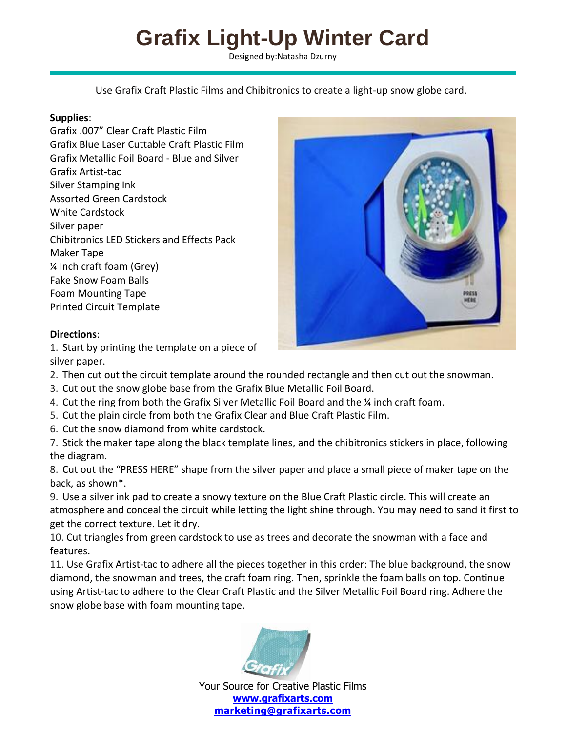# Grafix Light-Up Winter Card

Designed by:Natasha Dzurny

Use Grafix Craft Plastic Films and Chibitronics to create a light-up snow globe card.

**Supplies**:

Grafix .007" Clear Craft Plastic Film
Grafix Blue Laser Cuttable Craft Plastic Film
Grafix Metallic Foil Board - Blue and Silver
Grafix Artist-tac
Silver Stamping Ink
Assorted Green Cardstock
White Cardstock
Silver paper
Chibitronics LED Stickers and Effects Pack
Maker Tape
¼ Inch craft foam (Grey)
Fake Snow Foam Balls
Foam Mounting Tape
Printed Circuit Template

**Directions**:

1. Start by printing the template on a piece of silver paper.
2. Then cut out the circuit template around the rounded rectangle and then cut out the snowman.
3. Cut out the snow globe base from the Grafix Blue Metallic Foil Board.
4. Cut the ring from both the Grafix Silver Metallic Foil Board and the ¼ inch craft foam.
5. Cut the plain circle from both the Grafix Clear and Blue Craft Plastic Film.
6. Cut the snow diamond from white cardstock.
7. Stick the maker tape along the black template lines, and the chibitronics stickers in place, following the diagram.
8. Cut out the "PRESS HERE" shape from the silver paper and place a small piece of maker tape on the back, as shown*.
9. Use a silver ink pad to create a snowy texture on the Blue Craft Plastic circle. This will create an atmosphere and conceal the circuit while letting the light shine through. You may need to sand it first to get the correct texture. Let it dry.
10. Cut triangles from green cardstock to use as trees and decorate the snowman with a face and features.
11. Use Grafix Artist-tac to adhere all the pieces together in this order: The blue background, the snow diamond, the snowman and trees, the craft foam ring. Then, sprinkle the foam balls on top. Continue using Artist-tac to adhere to the Clear Craft Plastic and the Silver Metallic Foil Board ring. Adhere the snow globe base with foam mounting tape.

Your Source for Creative Plastic Films
**www.grafixarts.com**
**marketing@grafixarts.com**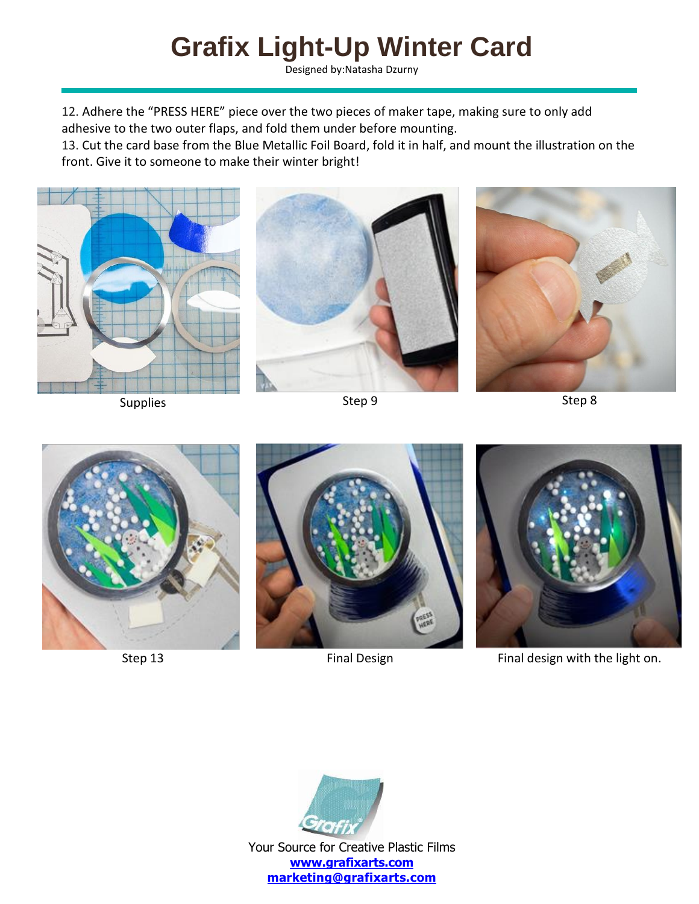# Grafix Light-Up Winter Card

Designed by:Natasha Dzurny

12. Adhere the "PRESS HERE" piece over the two pieces of maker tape, making sure to only add adhesive to the two outer flaps, and fold them under before mounting.
13. Cut the card base from the Blue Metallic Foil Board, fold it in half, and mount the illustration on the front. Give it to someone to make their winter bright!

Supplies

Step 9

Step 8

Step 13

Final Design

Final design with the light on.

Your Source for Creative Plastic Films
**www.grafixarts.com**
**marketing@grafixarts.com**